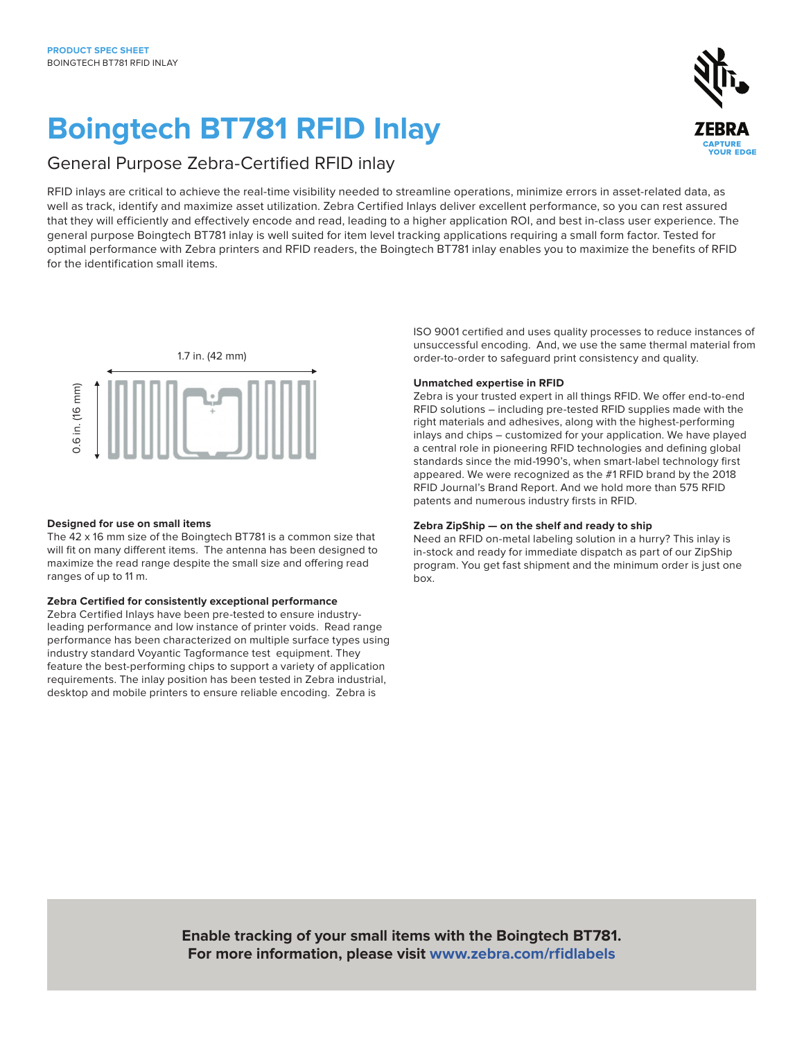PRODUCT SPEC SHEET
BOINGTECH BT781 RFID INLAY

# Boingtech BT781 RFID Inlay

## General Purpose Zebra-Certified RFID inlay

RFID inlays are critical to achieve the real-time visibility needed to streamline operations, minimize errors in asset-related data, as well as track, identify and maximize asset utilization. Zebra Certified Inlays deliver excellent performance, so you can rest assured that they will efficiently and effectively encode and read, leading to a higher application ROI, and best in-class user experience. The general purpose Boingtech BT781 inlay is well suited for item level tracking applications requiring a small form factor. Tested for optimal performance with Zebra printers and RFID readers, the Boingtech BT781 inlay enables you to maximize the benefits of RFID for the identification small items.

1.7 in. (42 mm)

0.6 in. (16 mm)

### Designed for use on small items

The 42 x 16 mm size of the Boingtech BT781 is a common size that will fit on many different items. The antenna has been designed to maximize the read range despite the small size and offering read ranges of up to 11 m.

### Zebra Certified for consistently exceptional performance

Zebra Certified Inlays have been pre-tested to ensure industry-leading performance and low instance of printer voids. Read range performance has been characterized on multiple surface types using industry standard Voyantic Tagformance test equipment. They feature the best-performing chips to support a variety of application requirements. The inlay position has been tested in Zebra industrial, desktop and mobile printers to ensure reliable encoding. Zebra is ISO 9001 certified and uses quality processes to reduce instances of unsuccessful encoding. And, we use the same thermal material from order-to-order to safeguard print consistency and quality.

### Unmatched expertise in RFID

Zebra is your trusted expert in all things RFID. We offer end-to-end RFID solutions – including pre-tested RFID supplies made with the right materials and adhesives, along with the highest-performing inlays and chips – customized for your application. We have played a central role in pioneering RFID technologies and defining global standards since the mid-1990's, when smart-label technology first appeared. We were recognized as the #1 RFID brand by the 2018 RFID Journal's Brand Report. And we hold more than 575 RFID patents and numerous industry firsts in RFID.

### Zebra ZipShip — on the shelf and ready to ship

Need an RFID on-metal labeling solution in a hurry? This inlay is in-stock and ready for immediate dispatch as part of our ZipShip program. You get fast shipment and the minimum order is just one box.

**Enable tracking of your small items with the Boingtech BT781.**
**For more information, please visit www.zebra.com/rfidlabels**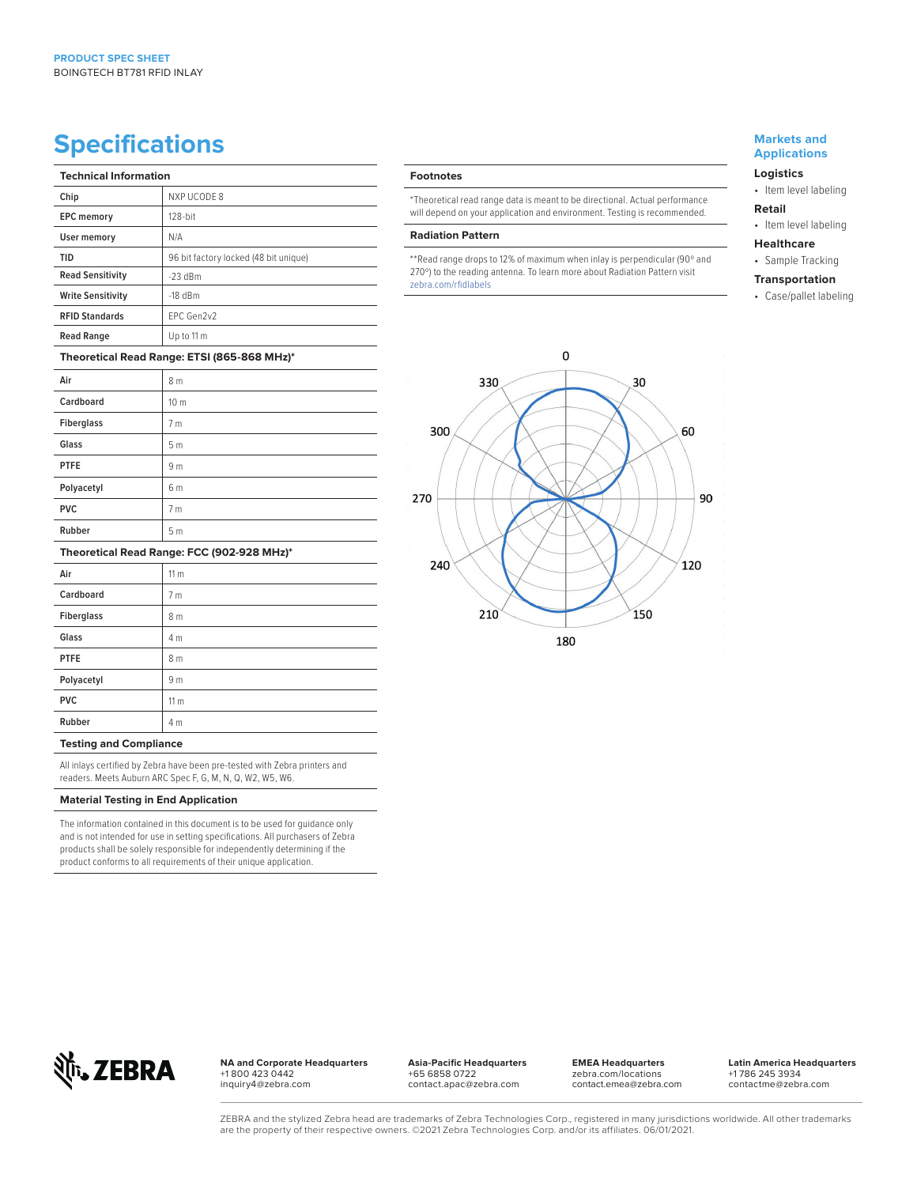PRODUCT SPEC SHEET
BOINGTECH BT781 RFID INLAY

# Specifications

| Technical Information | |
|---|---|
| Chip | NXP UCODE 8 |
| EPC memory | 128-bit |
| User memory | N/A |
| TID | 96 bit factory locked (48 bit unique) |
| Read Sensitivity | -23 dBm |
| Write Sensitivity | -18 dBm |
| RFID Standards | EPC Gen2v2 |
| Read Range | Up to 11 m |

| Theoretical Read Range: ETSI (865-868 MHz)* | |
|---|---|
| Air | 8 m |
| Cardboard | 10 m |
| Fiberglass | 7 m |
| Glass | 5 m |
| PTFE | 9 m |
| Polyacetyl | 6 m |
| PVC | 7 m |
| Rubber | 5 m |

| Theoretical Read Range: FCC (902-928 MHz)* | |
|---|---|
| Air | 11 m |
| Cardboard | 7 m |
| Fiberglass | 8 m |
| Glass | 4 m |
| PTFE | 8 m |
| Polyacetyl | 9 m |
| PVC | 11 m |
| Rubber | 4 m |

### Testing and Compliance

All inlays certified by Zebra have been pre-tested with Zebra printers and readers. Meets Auburn ARC Spec F, G, M, N, Q, W2, W5, W6.

### Material Testing in End Application

The information contained in this document is to be used for guidance only and is not intended for use in setting specifications. All purchasers of Zebra products shall be solely responsible for independently determining if the product conforms to all requirements of their unique application.

### Footnotes

*Theoretical read range data is meant to be directional. Actual performance will depend on your application and environment. Testing is recommended.

### Radiation Pattern

**Read range drops to 12% of maximum when inlay is perpendicular (90° and 270°) to the reading antenna. To learn more about Radiation Pattern visit zebra.com/rfidlabels

0
30
60
90
120
150
180
210
240
270
300
330

## Markets and Applications

**Logistics**

- Item level labeling

**Retail**

- Item level labeling

**Healthcare**

- Sample Tracking

**Transportation**

- Case/pallet labeling

**NA and Corporate Headquarters**
+1 800 423 0442
inquiry4@zebra.com

**Asia-Pacific Headquarters**
+65 6858 0722
contact.apac@zebra.com

**EMEA Headquarters**
zebra.com/locations
contact.emea@zebra.com

**Latin America Headquarters**
+1 786 245 3934
contactme@zebra.com

ZEBRA and the stylized Zebra head are trademarks of Zebra Technologies Corp., registered in many jurisdictions worldwide. All other trademarks are the property of their respective owners. ©2021 Zebra Technologies Corp. and/or its affiliates. 06/01/2021.